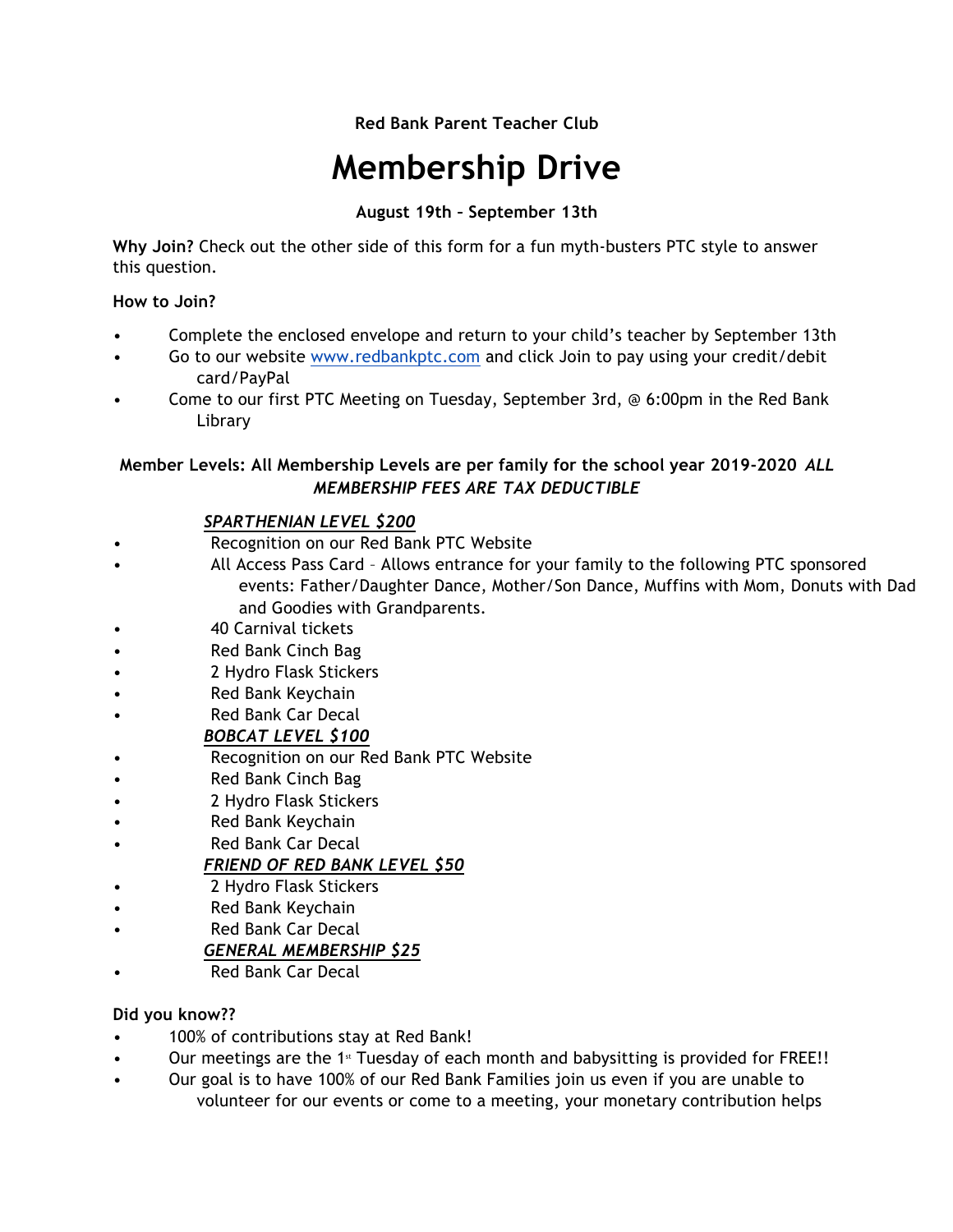**Red Bank Parent Teacher Club**

# Membership Drive

**August 19th – September 13th**

**Why Join?** Check out the other side of this form for a fun myth-busters PTC style to answer this question.

**How to Join?**

- Complete the enclosed envelope and return to your child's teacher by September 13th
- Go to our website www.redbankptc.com and click Join to pay using your credit/debit card/PayPal
- Come to our first PTC Meeting on Tuesday, September 3rd, @ 6:00pm in the Red Bank Library

**Member Levels: All Membership Levels are per family for the school year 2019-2020** ***ALL MEMBERSHIP FEES ARE TAX DEDUCTIBLE***

***SPARTHENIAN LEVEL $200***

- Recognition on our Red Bank PTC Website
- All Access Pass Card – Allows entrance for your family to the following PTC sponsored events: Father/Daughter Dance, Mother/Son Dance, Muffins with Mom, Donuts with Dad and Goodies with Grandparents.
- 40 Carnival tickets
- Red Bank Cinch Bag
- 2 Hydro Flask Stickers
- Red Bank Keychain
- Red Bank Car Decal

***BOBCAT LEVEL $100***

- Recognition on our Red Bank PTC Website
- Red Bank Cinch Bag
- 2 Hydro Flask Stickers
- Red Bank Keychain
- Red Bank Car Decal

***FRIEND OF RED BANK LEVEL $50***

- 2 Hydro Flask Stickers
- Red Bank Keychain
- Red Bank Car Decal

***GENERAL MEMBERSHIP $25***

- Red Bank Car Decal

**Did you know??**

- 100% of contributions stay at Red Bank!
- Our meetings are the 1st Tuesday of each month and babysitting is provided for FREE!!
- Our goal is to have 100% of our Red Bank Families join us even if you are unable to volunteer for our events or come to a meeting, your monetary contribution helps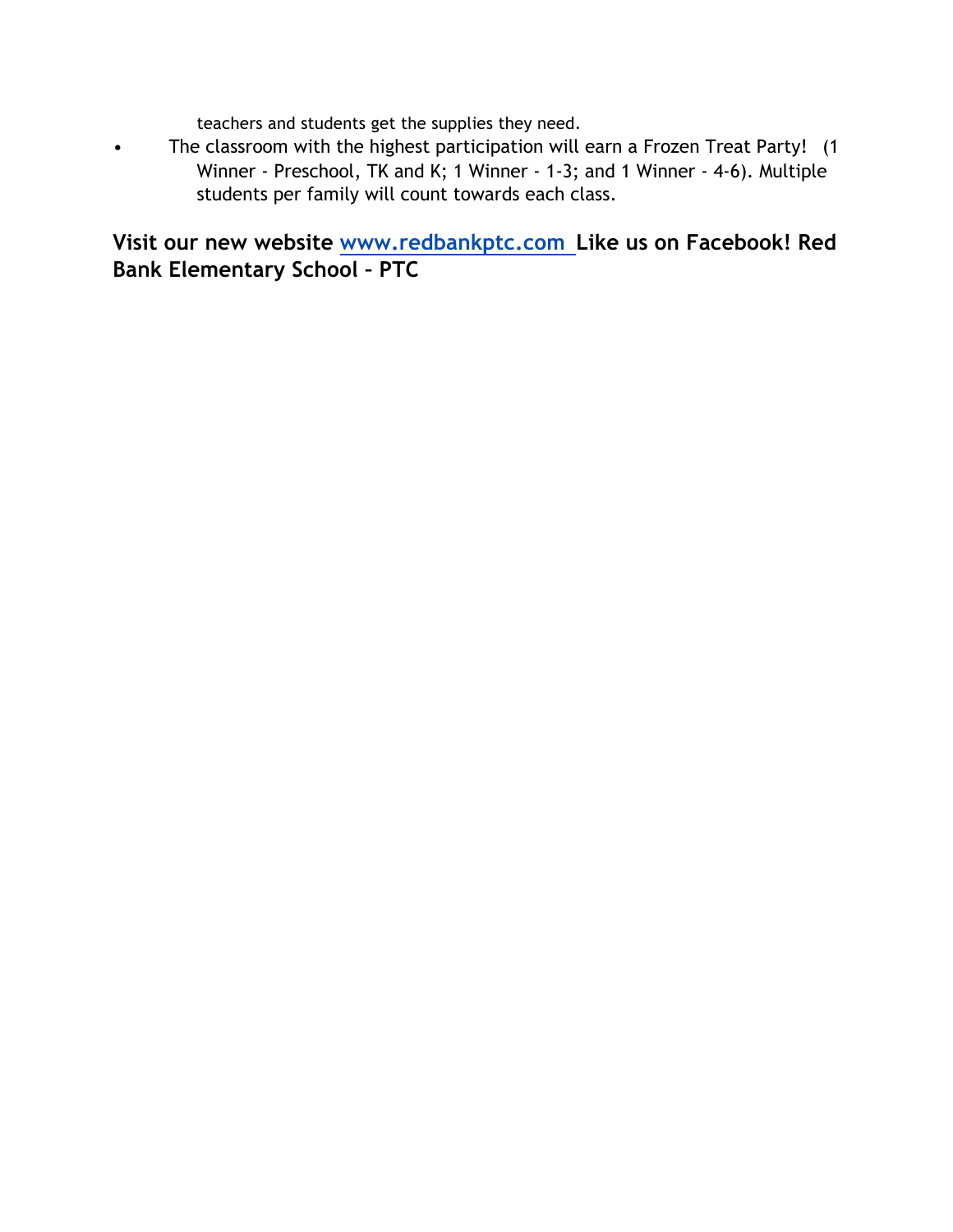teachers and students get the supplies they need.

- The classroom with the highest participation will earn a Frozen Treat Party! (1 Winner - Preschool, TK and K; 1 Winner - 1-3; and 1 Winner - 4-6). Multiple students per family will count towards each class.

**Visit our new website [www.redbankptc.com](http://www.redbankptc.com) Like us on Facebook! Red Bank Elementary School – PTC**